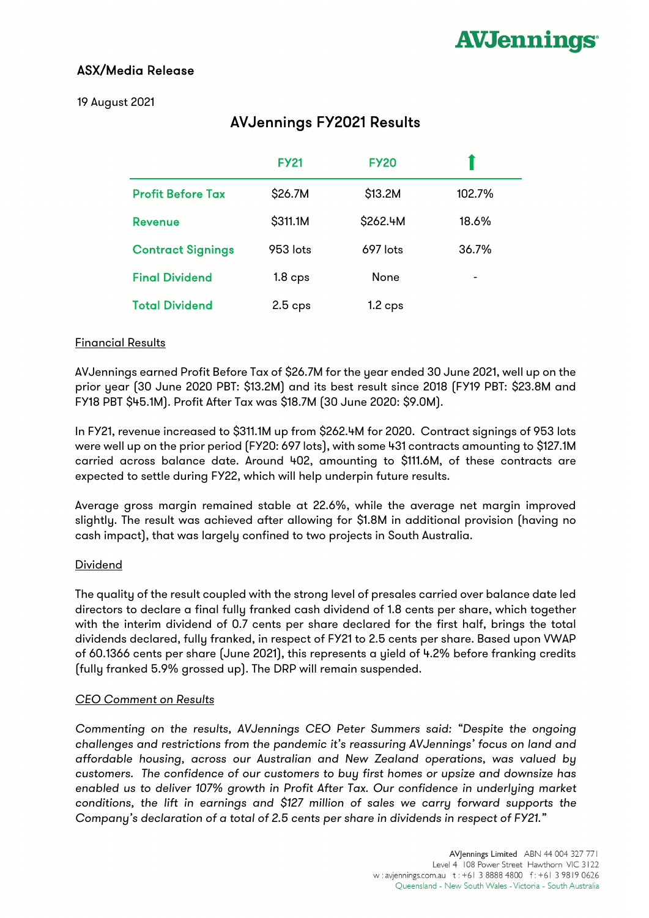# AVJennings

## ASX/Media Release

19 August 2021

## AVJennings FY2021 Results

| | FY21 | FY20 | ⬆ |
|---|---|---|---|
| **Profit Before Tax** | \$26.7M | \$13.2M | 102.7% |
| **Revenue** | \$311.1M | \$262.4M | 18.6% |
| **Contract Signings** | 953 lots | 697 lots | 36.7% |
| **Final Dividend** | 1.8 cps | None | - |
| **Total Dividend** | 2.5 cps | 1.2 cps | |

### Financial Results

AVJennings earned Profit Before Tax of \$26.7M for the year ended 30 June 2021, well up on the prior year (30 June 2020 PBT: \$13.2M) and its best result since 2018 (FY19 PBT: \$23.8M and FY18 PBT \$45.1M). Profit After Tax was \$18.7M (30 June 2020: \$9.0M).

In FY21, revenue increased to \$311.1M up from \$262.4M for 2020. Contract signings of 953 lots were well up on the prior period (FY20: 697 lots), with some 431 contracts amounting to \$127.1M carried across balance date. Around 402, amounting to \$111.6M, of these contracts are expected to settle during FY22, which will help underpin future results.

Average gross margin remained stable at 22.6%, while the average net margin improved slightly. The result was achieved after allowing for \$1.8M in additional provision (having no cash impact), that was largely confined to two projects in South Australia.

### Dividend

The quality of the result coupled with the strong level of presales carried over balance date led directors to declare a final fully franked cash dividend of 1.8 cents per share, which together with the interim dividend of 0.7 cents per share declared for the first half, brings the total dividends declared, fully franked, in respect of FY21 to 2.5 cents per share. Based upon VWAP of 60.1366 cents per share (June 2021), this represents a yield of 4.2% before franking credits (fully franked 5.9% grossed up). The DRP will remain suspended.

### *CEO Comment on Results*

*Commenting on the results, AVJennings CEO Peter Summers said: "Despite the ongoing challenges and restrictions from the pandemic it's reassuring AVJennings' focus on land and affordable housing, across our Australian and New Zealand operations, was valued by customers. The confidence of our customers to buy first homes or upsize and downsize has enabled us to deliver 107% growth in Profit After Tax. Our confidence in underlying market conditions, the lift in earnings and \$127 million of sales we carry forward supports the Company's declaration of a total of 2.5 cents per share in dividends in respect of FY21."*

AVJennings Limited ABN 44 004 327 771
Level 4 108 Power Street Hawthorn VIC 3122
w : avjennings.com.au t : +61 3 8888 4800 f : +61 3 9819 0626
Queensland - New South Wales - Victoria - South Australia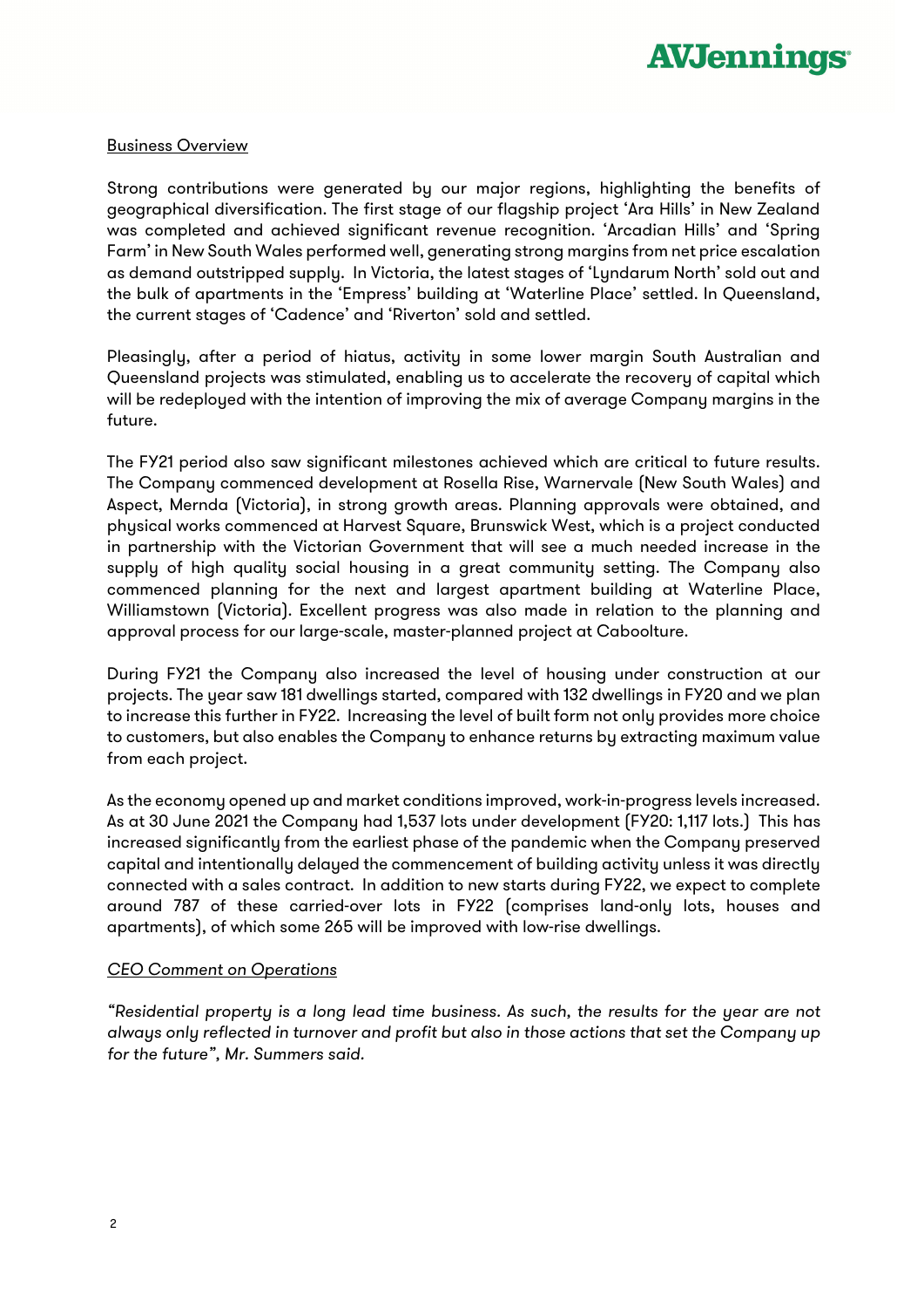## Business Overview

Strong contributions were generated by our major regions, highlighting the benefits of geographical diversification. The first stage of our flagship project 'Ara Hills' in New Zealand was completed and achieved significant revenue recognition. 'Arcadian Hills' and 'Spring Farm' in New South Wales performed well, generating strong margins from net price escalation as demand outstripped supply. In Victoria, the latest stages of 'Lyndarum North' sold out and the bulk of apartments in the 'Empress' building at 'Waterline Place' settled. In Queensland, the current stages of 'Cadence' and 'Riverton' sold and settled.

Pleasingly, after a period of hiatus, activity in some lower margin South Australian and Queensland projects was stimulated, enabling us to accelerate the recovery of capital which will be redeployed with the intention of improving the mix of average Company margins in the future.

The FY21 period also saw significant milestones achieved which are critical to future results. The Company commenced development at Rosella Rise, Warnervale (New South Wales) and Aspect, Mernda (Victoria), in strong growth areas. Planning approvals were obtained, and physical works commenced at Harvest Square, Brunswick West, which is a project conducted in partnership with the Victorian Government that will see a much needed increase in the supply of high quality social housing in a great community setting. The Company also commenced planning for the next and largest apartment building at Waterline Place, Williamstown (Victoria). Excellent progress was also made in relation to the planning and approval process for our large-scale, master-planned project at Caboolture.

During FY21 the Company also increased the level of housing under construction at our projects. The year saw 181 dwellings started, compared with 132 dwellings in FY20 and we plan to increase this further in FY22. Increasing the level of built form not only provides more choice to customers, but also enables the Company to enhance returns by extracting maximum value from each project.

As the economy opened up and market conditions improved, work-in-progress levels increased. As at 30 June 2021 the Company had 1,537 lots under development (FY20: 1,117 lots.) This has increased significantly from the earliest phase of the pandemic when the Company preserved capital and intentionally delayed the commencement of building activity unless it was directly connected with a sales contract. In addition to new starts during FY22, we expect to complete around 787 of these carried-over lots in FY22 (comprises land-only lots, houses and apartments), of which some 265 will be improved with low-rise dwellings.

### *CEO Comment on Operations*

*"Residential property is a long lead time business. As such, the results for the year are not always only reflected in turnover and profit but also in those actions that set the Company up for the future", Mr. Summers said.*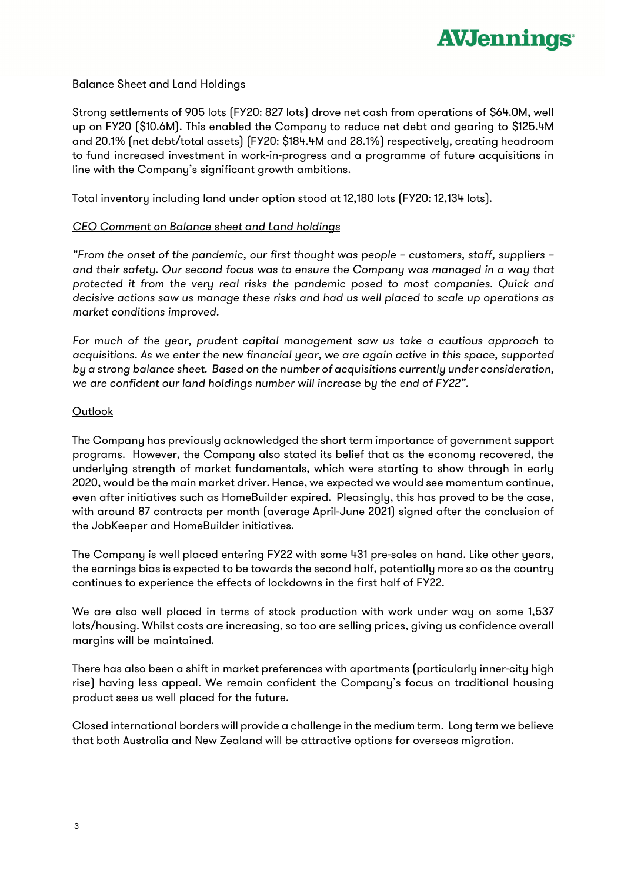## Balance Sheet and Land Holdings

Strong settlements of 905 lots (FY20: 827 lots) drove net cash from operations of $64.0M, well up on FY20 ($10.6M). This enabled the Company to reduce net debt and gearing to $125.4M and 20.1% (net debt/total assets) (FY20: $184.4M and 28.1%) respectively, creating headroom to fund increased investment in work-in-progress and a programme of future acquisitions in line with the Company's significant growth ambitions.

Total inventory including land under option stood at 12,180 lots (FY20: 12,134 lots).

### *CEO Comment on Balance sheet and Land holdings*

*"From the onset of the pandemic, our first thought was people – customers, staff, suppliers – and their safety. Our second focus was to ensure the Company was managed in a way that protected it from the very real risks the pandemic posed to most companies. Quick and decisive actions saw us manage these risks and had us well placed to scale up operations as market conditions improved.*

*For much of the year, prudent capital management saw us take a cautious approach to acquisitions. As we enter the new financial year, we are again active in this space, supported by a strong balance sheet. Based on the number of acquisitions currently under consideration, we are confident our land holdings number will increase by the end of FY22".*

## Outlook

The Company has previously acknowledged the short term importance of government support programs. However, the Company also stated its belief that as the economy recovered, the underlying strength of market fundamentals, which were starting to show through in early 2020, would be the main market driver. Hence, we expected we would see momentum continue, even after initiatives such as HomeBuilder expired. Pleasingly, this has proved to be the case, with around 87 contracts per month (average April-June 2021) signed after the conclusion of the JobKeeper and HomeBuilder initiatives.

The Company is well placed entering FY22 with some 431 pre-sales on hand. Like other years, the earnings bias is expected to be towards the second half, potentially more so as the country continues to experience the effects of lockdowns in the first half of FY22.

We are also well placed in terms of stock production with work under way on some 1,537 lots/housing. Whilst costs are increasing, so too are selling prices, giving us confidence overall margins will be maintained.

There has also been a shift in market preferences with apartments (particularly inner-city high rise) having less appeal. We remain confident the Company's focus on traditional housing product sees us well placed for the future.

Closed international borders will provide a challenge in the medium term. Long term we believe that both Australia and New Zealand will be attractive options for overseas migration.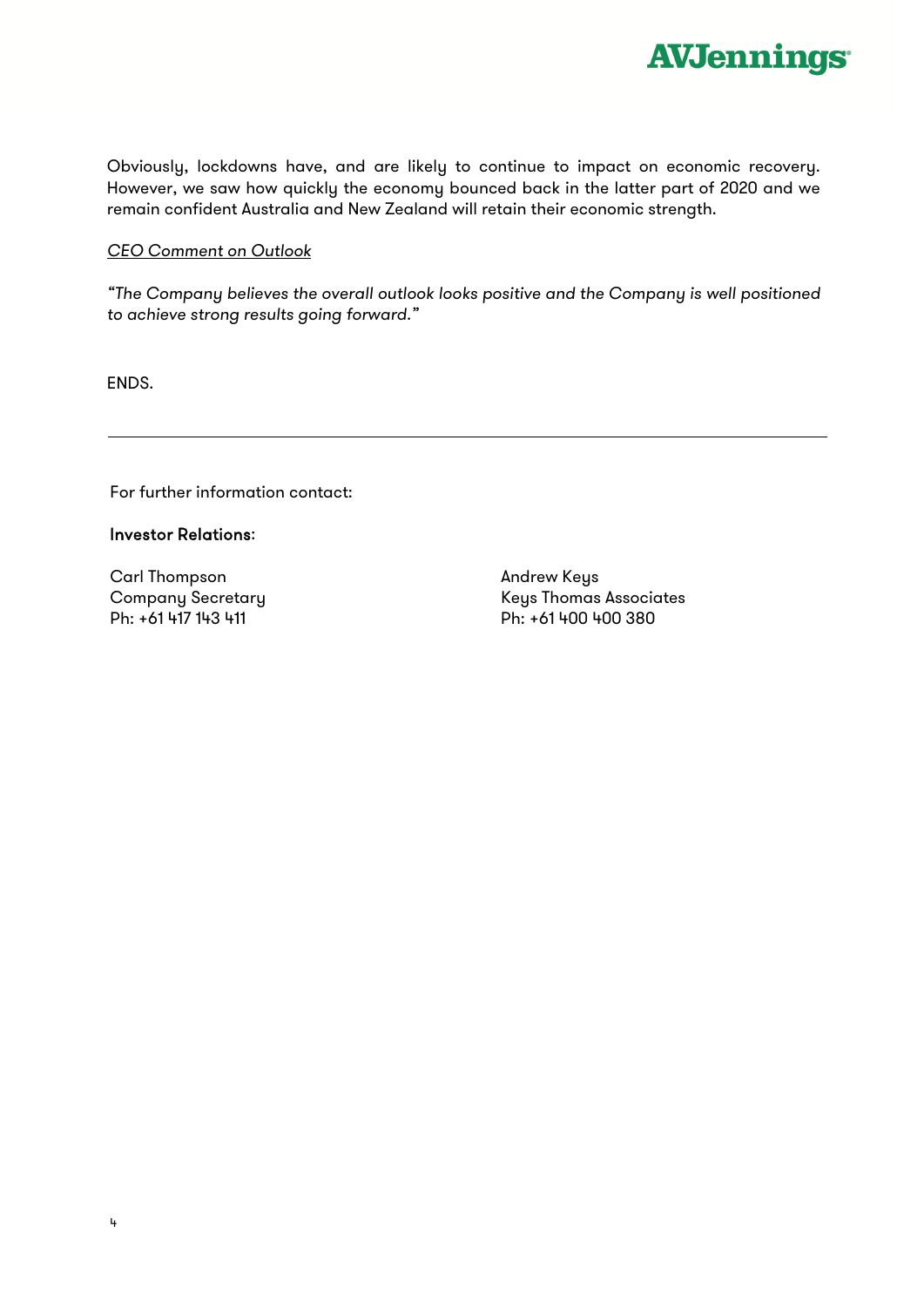Obviously, lockdowns have, and are likely to continue to impact on economic recovery. However, we saw how quickly the economy bounced back in the latter part of 2020 and we remain confident Australia and New Zealand will retain their economic strength.

_CEO Comment on Outlook_

*"The Company believes the overall outlook looks positive and the Company is well positioned to achieve strong results going forward."*

ENDS.

---

For further information contact:

**Investor Relations**:

Carl Thompson
Company Secretary
Ph: +61 417 143 411

Andrew Keys
Keys Thomas Associates
Ph: +61 400 400 380